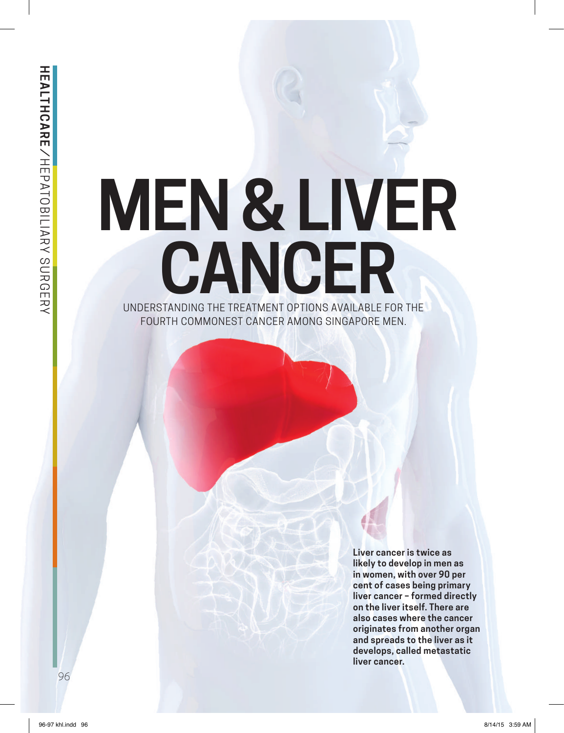# MEN & LIVER CANCER

UNDERSTANDING THE TREATMENT OPTIONS AVAILABLE FOR THE FOURTH COMMONEST CANCER AMONG SINGAPORE MEN.

**Liver cancer is twice as likely to develop in men as in women, with over 90 per cent of cases being primary liver cancer – formed directly on the liver itself. There are also cases where the cancer originates from another organ and spreads to the liver as it develops, called metastatic liver cancer.**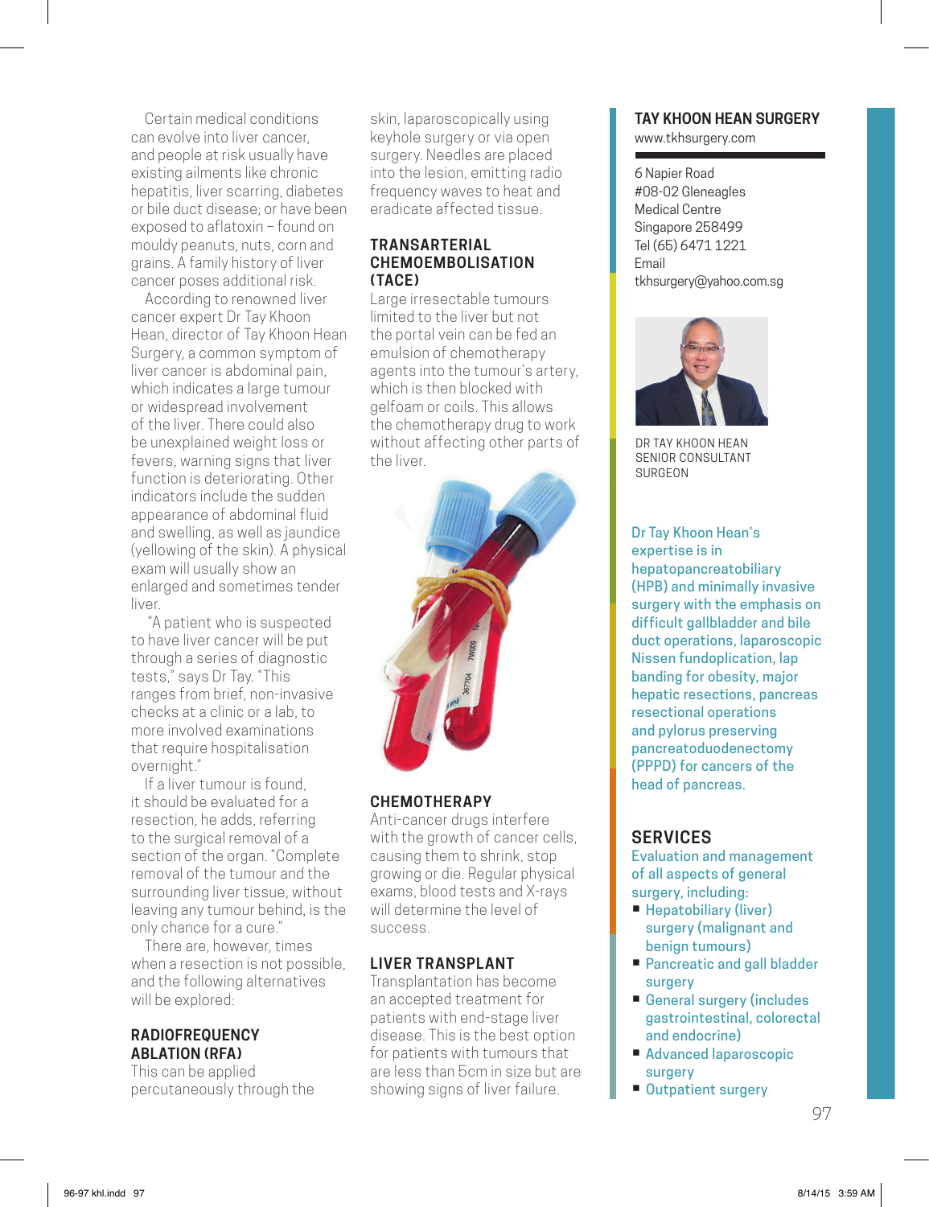Certain medical conditions can evolve into liver cancer, and people at risk usually have existing ailments like chronic hepatitis, liver scarring, diabetes or bile duct disease; or have been exposed to aflatoxin – found on mouldy peanuts, nuts, corn and grains. A family history of liver cancer poses additional risk.

According to renowned liver cancer expert Dr Tay Khoon Hean, director of Tay Khoon Hean Surgery, a common symptom of liver cancer is abdominal pain, which indicates a large tumour or widespread involvement of the liver. There could also be unexplained weight loss or fevers, warning signs that liver function is deteriorating. Other indicators include the sudden appearance of abdominal fluid and swelling, as well as jaundice (yellowing of the skin). A physical exam will usually show an enlarged and sometimes tender liver.

"A patient who is suspected to have liver cancer will be put through a series of diagnostic tests," says Dr Tay. "This ranges from brief, non-invasive checks at a clinic or a lab, to more involved examinations that require hospitalisation overnight."

If a liver tumour is found, it should be evaluated for a resection, he adds, referring to the surgical removal of a section of the organ. "Complete removal of the tumour and the surrounding liver tissue, without leaving any tumour behind, is the only chance for a cure."

There are, however, times when a resection is not possible, and the following alternatives will be explored:

### RADIOFREQUENCY ABLATION (RFA)

This can be applied percutaneously through the skin, laparoscopically using keyhole surgery or via open surgery. Needles are placed into the lesion, emitting radio frequency waves to heat and eradicate affected tissue.

### TRANSARTERIAL CHEMOEMBOLISATION (TACE)

Large irresectable tumours limited to the liver but not the portal vein can be fed an emulsion of chemotherapy agents into the tumour's artery, which is then blocked with gelfoam or coils. This allows the chemotherapy drug to work without affecting other parts of the liver.

### CHEMOTHERAPY

Anti-cancer drugs interfere with the growth of cancer cells, causing them to shrink, stop growing or die. Regular physical exams, blood tests and X-rays will determine the level of success.

### LIVER TRANSPLANT

Transplantation has become an accepted treatment for patients with end-stage liver disease. This is the best option for patients with tumours that are less than 5cm in size but are showing signs of liver failure.

## TAY KHOON HEAN SURGERY

www.tkhsurgery.com

6 Napier Road
#08-02 Gleneagles Medical Centre
Singapore 258499
Tel (65) 6471 1221
Email
tkhsurgery@yahoo.com.sg

DR TAY KHOON HEAN
SENIOR CONSULTANT SURGEON

Dr Tay Khoon Hean's expertise is in hepatopancreatobiliary (HPB) and minimally invasive surgery with the emphasis on difficult gallbladder and bile duct operations, laparoscopic Nissen fundoplication, lap banding for obesity, major hepatic resections, pancreas resectional operations and pylorus preserving pancreatoduodenectomy (PPPD) for cancers of the head of pancreas.

### SERVICES

Evaluation and management of all aspects of general surgery, including:

- Hepatobiliary (liver) surgery (malignant and benign tumours)
- Pancreatic and gall bladder surgery
- General surgery (includes gastrointestinal, colorectal and endocrine)
- Advanced laparoscopic surgery
- Outpatient surgery